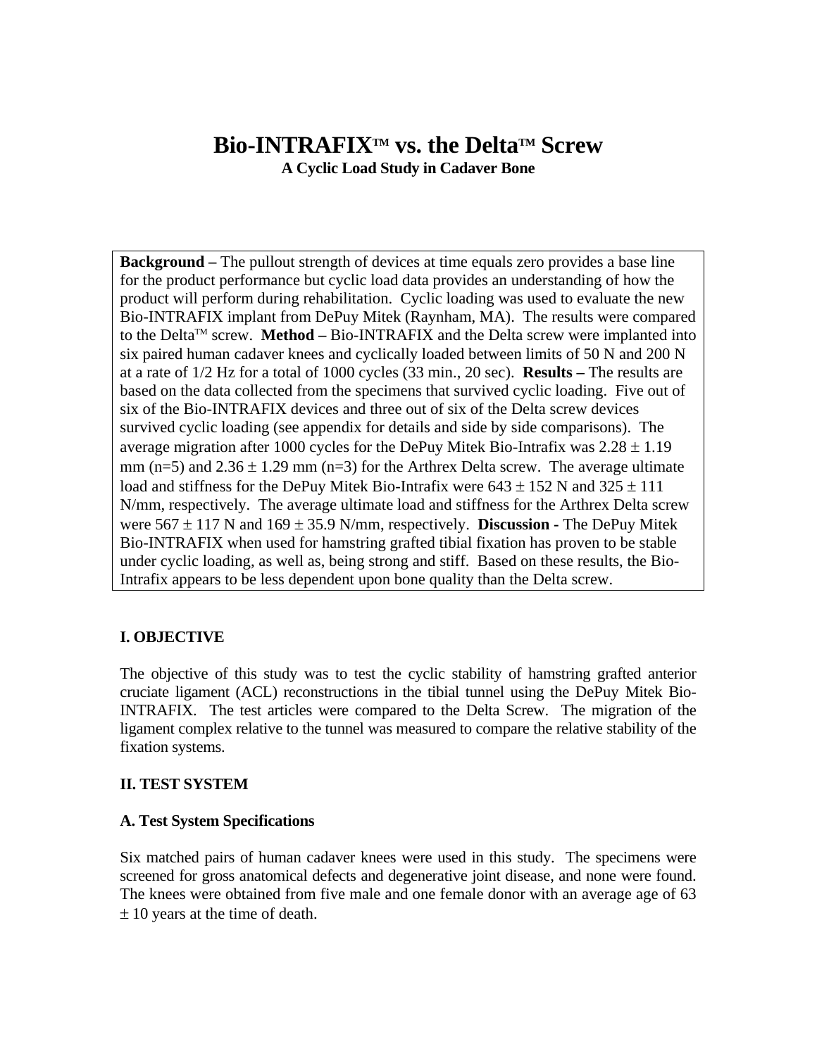# Bio-INTRAFIX™ vs. the Delta™ Screw

**A Cyclic Load Study in Cadaver Bone**

**Background –** The pullout strength of devices at time equals zero provides a base line for the product performance but cyclic load data provides an understanding of how the product will perform during rehabilitation. Cyclic loading was used to evaluate the new Bio-INTRAFIX implant from DePuy Mitek (Raynham, MA). The results were compared to the Delta™ screw. **Method –** Bio-INTRAFIX and the Delta screw were implanted into six paired human cadaver knees and cyclically loaded between limits of 50 N and 200 N at a rate of 1/2 Hz for a total of 1000 cycles (33 min., 20 sec). **Results –** The results are based on the data collected from the specimens that survived cyclic loading. Five out of six of the Bio-INTRAFIX devices and three out of six of the Delta screw devices survived cyclic loading (see appendix for details and side by side comparisons). The average migration after 1000 cycles for the DePuy Mitek Bio-Intrafix was 2.28 ± 1.19 mm (n=5) and 2.36 ± 1.29 mm (n=3) for the Arthrex Delta screw. The average ultimate load and stiffness for the DePuy Mitek Bio-Intrafix were 643 ± 152 N and 325 ± 111 N/mm, respectively. The average ultimate load and stiffness for the Arthrex Delta screw were 567 ± 117 N and 169 ± 35.9 N/mm, respectively. **Discussion -** The DePuy Mitek Bio-INTRAFIX when used for hamstring grafted tibial fixation has proven to be stable under cyclic loading, as well as, being strong and stiff. Based on these results, the Bio-Intrafix appears to be less dependent upon bone quality than the Delta screw.

## I. OBJECTIVE

The objective of this study was to test the cyclic stability of hamstring grafted anterior cruciate ligament (ACL) reconstructions in the tibial tunnel using the DePuy Mitek Bio-INTRAFIX. The test articles were compared to the Delta Screw. The migration of the ligament complex relative to the tunnel was measured to compare the relative stability of the fixation systems.

## II. TEST SYSTEM

### A. Test System Specifications

Six matched pairs of human cadaver knees were used in this study. The specimens were screened for gross anatomical defects and degenerative joint disease, and none were found. The knees were obtained from five male and one female donor with an average age of 63 ± 10 years at the time of death.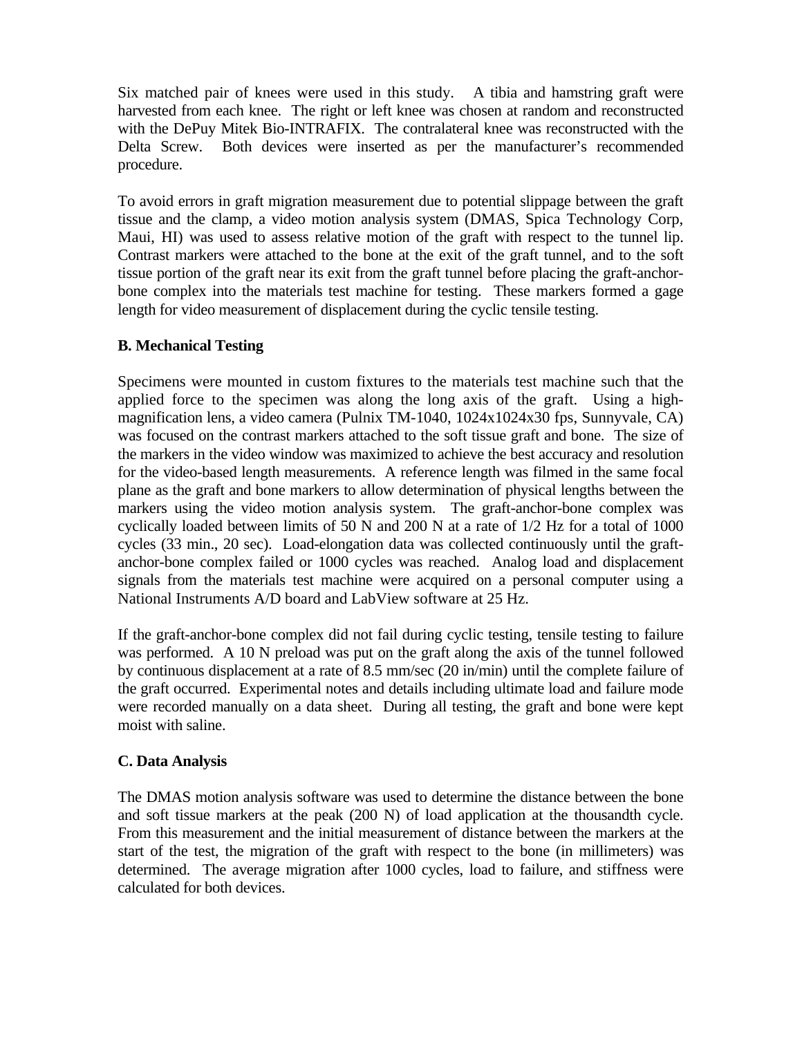Six matched pair of knees were used in this study. A tibia and hamstring graft were harvested from each knee. The right or left knee was chosen at random and reconstructed with the DePuy Mitek Bio-INTRAFIX. The contralateral knee was reconstructed with the Delta Screw. Both devices were inserted as per the manufacturer's recommended procedure.

To avoid errors in graft migration measurement due to potential slippage between the graft tissue and the clamp, a video motion analysis system (DMAS, Spica Technology Corp, Maui, HI) was used to assess relative motion of the graft with respect to the tunnel lip. Contrast markers were attached to the bone at the exit of the graft tunnel, and to the soft tissue portion of the graft near its exit from the graft tunnel before placing the graft-anchor-bone complex into the materials test machine for testing. These markers formed a gage length for video measurement of displacement during the cyclic tensile testing.

### B. Mechanical Testing

Specimens were mounted in custom fixtures to the materials test machine such that the applied force to the specimen was along the long axis of the graft. Using a high-magnification lens, a video camera (Pulnix TM-1040, 1024x1024x30 fps, Sunnyvale, CA) was focused on the contrast markers attached to the soft tissue graft and bone. The size of the markers in the video window was maximized to achieve the best accuracy and resolution for the video-based length measurements. A reference length was filmed in the same focal plane as the graft and bone markers to allow determination of physical lengths between the markers using the video motion analysis system. The graft-anchor-bone complex was cyclically loaded between limits of 50 N and 200 N at a rate of 1/2 Hz for a total of 1000 cycles (33 min., 20 sec). Load-elongation data was collected continuously until the graft-anchor-bone complex failed or 1000 cycles was reached. Analog load and displacement signals from the materials test machine were acquired on a personal computer using a National Instruments A/D board and LabView software at 25 Hz.

If the graft-anchor-bone complex did not fail during cyclic testing, tensile testing to failure was performed. A 10 N preload was put on the graft along the axis of the tunnel followed by continuous displacement at a rate of 8.5 mm/sec (20 in/min) until the complete failure of the graft occurred. Experimental notes and details including ultimate load and failure mode were recorded manually on a data sheet. During all testing, the graft and bone were kept moist with saline.

### C. Data Analysis

The DMAS motion analysis software was used to determine the distance between the bone and soft tissue markers at the peak (200 N) of load application at the thousandth cycle. From this measurement and the initial measurement of distance between the markers at the start of the test, the migration of the graft with respect to the bone (in millimeters) was determined. The average migration after 1000 cycles, load to failure, and stiffness were calculated for both devices.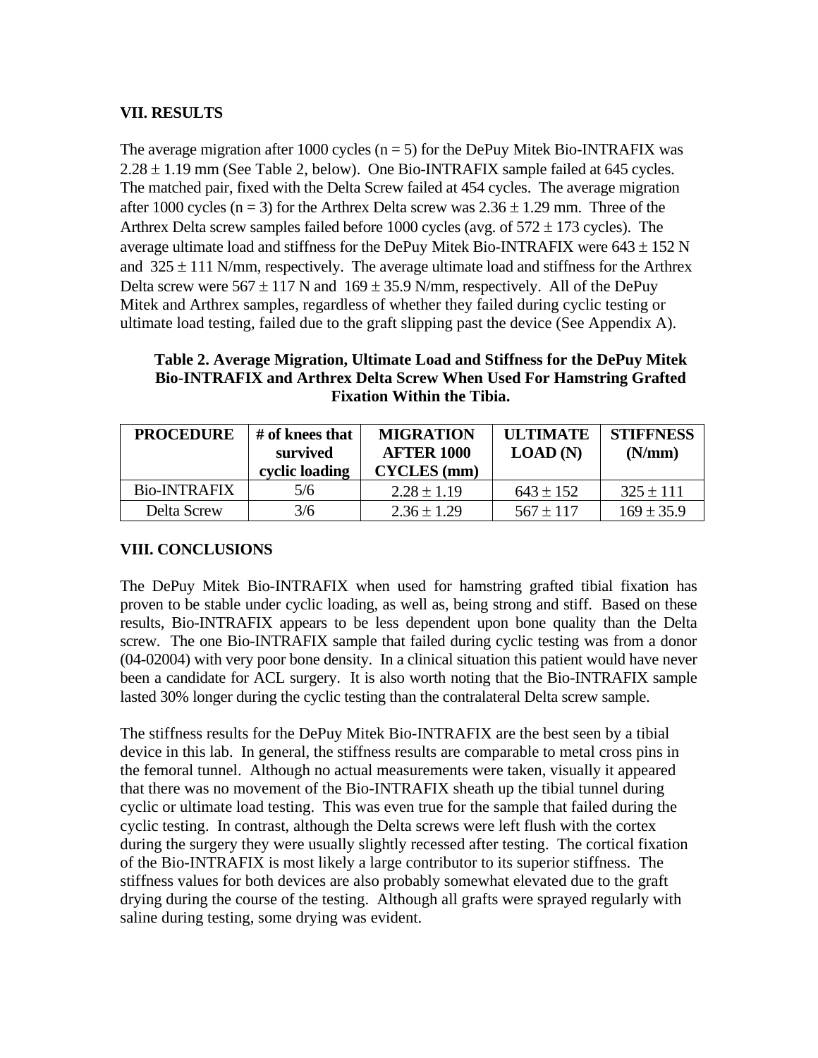## VII. RESULTS

The average migration after 1000 cycles (n = 5) for the DePuy Mitek Bio-INTRAFIX was 2.28 ± 1.19 mm (See Table 2, below). One Bio-INTRAFIX sample failed at 645 cycles. The matched pair, fixed with the Delta Screw failed at 454 cycles. The average migration after 1000 cycles (n = 3) for the Arthrex Delta screw was 2.36 ± 1.29 mm. Three of the Arthrex Delta screw samples failed before 1000 cycles (avg. of 572 ± 173 cycles). The average ultimate load and stiffness for the DePuy Mitek Bio-INTRAFIX were 643 ± 152 N and 325 ± 111 N/mm, respectively. The average ultimate load and stiffness for the Arthrex Delta screw were 567 ± 117 N and 169 ± 35.9 N/mm, respectively. All of the DePuy Mitek and Arthrex samples, regardless of whether they failed during cyclic testing or ultimate load testing, failed due to the graft slipping past the device (See Appendix A).

**Table 2. Average Migration, Ultimate Load and Stiffness for the DePuy Mitek Bio-INTRAFIX and Arthrex Delta Screw When Used For Hamstring Grafted Fixation Within the Tibia.**

| PROCEDURE | # of knees that survived cyclic loading | MIGRATION AFTER 1000 CYCLES (mm) | ULTIMATE LOAD (N) | STIFFNESS (N/mm) |
|---|---|---|---|---|
| Bio-INTRAFIX | 5/6 | 2.28 ± 1.19 | 643 ± 152 | 325 ± 111 |
| Delta Screw | 3/6 | 2.36 ± 1.29 | 567 ± 117 | 169 ± 35.9 |

## VIII. CONCLUSIONS

The DePuy Mitek Bio-INTRAFIX when used for hamstring grafted tibial fixation has proven to be stable under cyclic loading, as well as, being strong and stiff. Based on these results, Bio-INTRAFIX appears to be less dependent upon bone quality than the Delta screw. The one Bio-INTRAFIX sample that failed during cyclic testing was from a donor (04-02004) with very poor bone density. In a clinical situation this patient would have never been a candidate for ACL surgery. It is also worth noting that the Bio-INTRAFIX sample lasted 30% longer during the cyclic testing than the contralateral Delta screw sample.

The stiffness results for the DePuy Mitek Bio-INTRAFIX are the best seen by a tibial device in this lab. In general, the stiffness results are comparable to metal cross pins in the femoral tunnel. Although no actual measurements were taken, visually it appeared that there was no movement of the Bio-INTRAFIX sheath up the tibial tunnel during cyclic or ultimate load testing. This was even true for the sample that failed during the cyclic testing. In contrast, although the Delta screws were left flush with the cortex during the surgery they were usually slightly recessed after testing. The cortical fixation of the Bio-INTRAFIX is most likely a large contributor to its superior stiffness. The stiffness values for both devices are also probably somewhat elevated due to the graft drying during the course of the testing. Although all grafts were sprayed regularly with saline during testing, some drying was evident.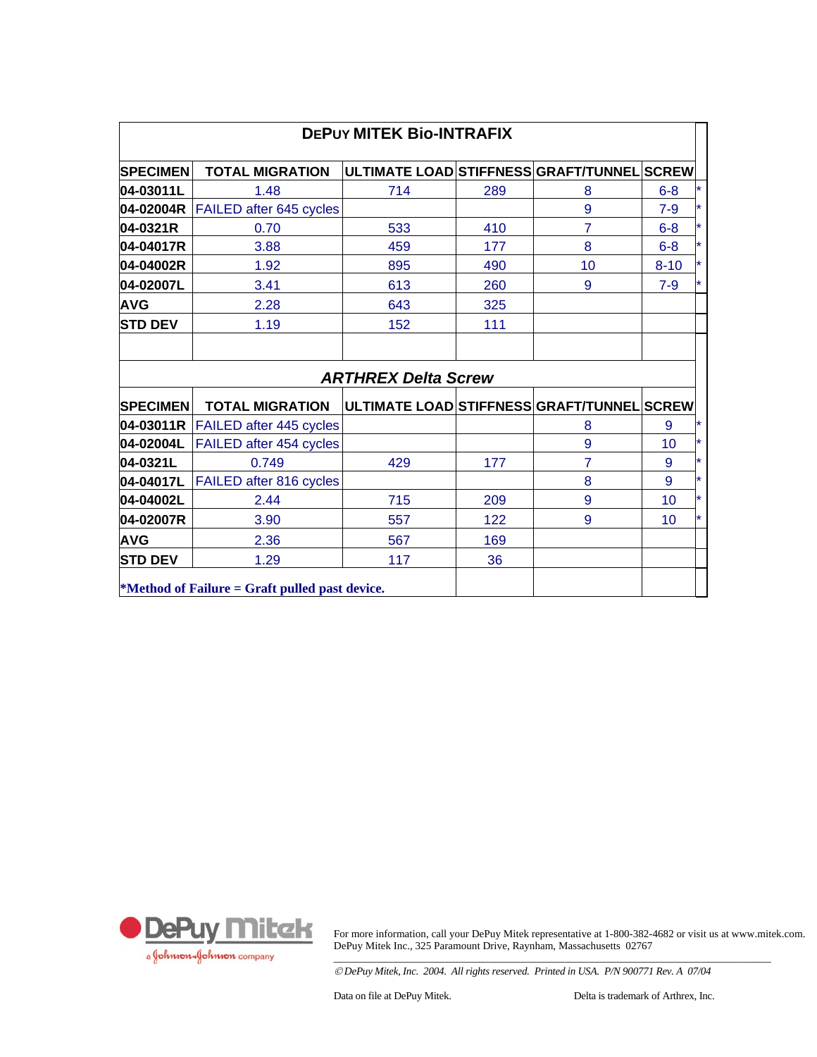## DePuy MITEK Bio-INTRAFIX

| SPECIMEN | TOTAL MIGRATION | ULTIMATE LOAD | STIFFNESS | GRAFT/TUNNEL | SCREW | |
|---|---|---|---|---|---|---|
| 04-03011L | 1.48 | 714 | 289 | 8 | 6-8 | * |
| 04-02004R | FAILED after 645 cycles | | | 9 | 7-9 | * |
| 04-0321R | 0.70 | 533 | 410 | 7 | 6-8 | * |
| 04-04017R | 3.88 | 459 | 177 | 8 | 6-8 | * |
| 04-04002R | 1.92 | 895 | 490 | 10 | 8-10 | * |
| 04-02007L | 3.41 | 613 | 260 | 9 | 7-9 | * |
| AVG | 2.28 | 643 | 325 | | | |
| STD DEV | 1.19 | 152 | 111 | | | |

## *ARTHREX Delta Screw*

| SPECIMEN | TOTAL MIGRATION | ULTIMATE LOAD | STIFFNESS | GRAFT/TUNNEL | SCREW | |
|---|---|---|---|---|---|---|
| 04-03011R | FAILED after 445 cycles | | | 8 | 9 | * |
| 04-02004L | FAILED after 454 cycles | | | 9 | 10 | * |
| 04-0321L | 0.749 | 429 | 177 | 7 | 9 | * |
| 04-04017L | FAILED after 816 cycles | | | 8 | 9 | * |
| 04-04002L | 2.44 | 715 | 209 | 9 | 10 | * |
| 04-02007R | 3.90 | 557 | 122 | 9 | 10 | * |
| AVG | 2.36 | 567 | 169 | | | |
| STD DEV | 1.29 | 117 | 36 | | | |

**\*Method of Failure = Graft pulled past device.**

DePuy Mitek
a Johnson & Johnson company

For more information, call your DePuy Mitek representative at 1-800-382-4682 or visit us at www.mitek.com.
DePuy Mitek Inc., 325 Paramount Drive, Raynham, Massachusetts 02767

*© DePuy Mitek, Inc. 2004. All rights reserved. Printed in USA. P/N 900771 Rev. A 07/04*

Data on file at DePuy Mitek.

Delta is trademark of Arthrex, Inc.